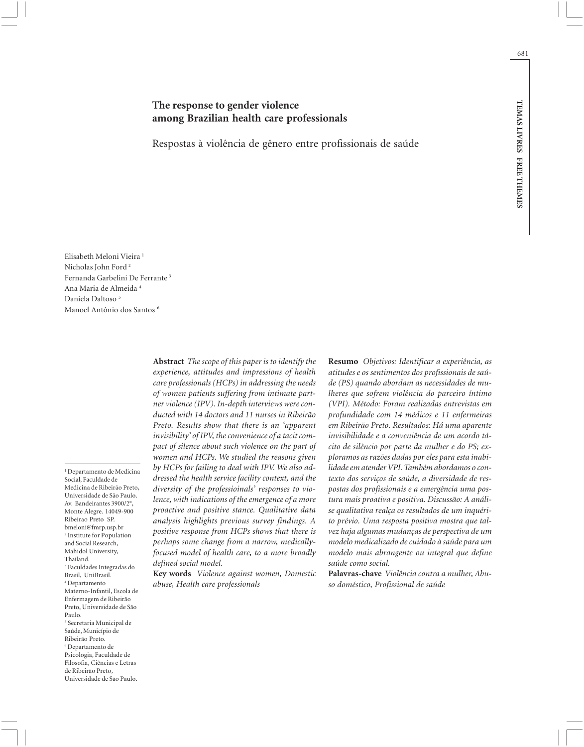# The response to gender violence among Brazilian health care professionals

## Respostas à violência de gênero entre profissionais de saúde

Elisabeth Meloni Vieira [1]
Nicholas John Ford [2]
Fernanda Garbelini De Ferrante [3]
Ana Maria de Almeida [4]
Daniela Daltoso [5]
Manoel Antônio dos Santos [6]

[1] Departamento de Medicina Social, Faculdade de Medicina de Ribeirão Preto, Universidade de São Paulo. Av. Bandeirantes 3900/2°, Monte Alegre. 14049-900 Ribeirao Preto SP. bmeloni@fmrp.usp.br
[2] Institute for Population and Social Research, Mahidol University, Thailand.
[3] Faculdades Integradas do Brasil, UniBrasil.
[4] Departamento Materno-Infantil, Escola de Enfermagem de Ribeirão Preto, Universidade de São Paulo.
[5] Secretaria Municipal de Saúde, Município de Ribeirão Preto.
[6] Departamento de Psicologia, Faculdade de Filosofia, Ciências e Letras de Ribeirão Preto, Universidade de São Paulo.

**Abstract** *The scope of this paper is to identify the experience, attitudes and impressions of health care professionals (HCPs) in addressing the needs of women patients suffering from intimate partner violence (IPV). In-depth interviews were conducted with 14 doctors and 11 nurses in Ribeirão Preto. Results show that there is an 'apparent invisibility' of IPV, the convenience of a tacit compact of silence about such violence on the part of women and HCPs. We studied the reasons given by HCPs for failing to deal with IPV. We also addressed the health service facility context, and the diversity of the professioinals' responses to violence, with indications of the emergence of a more proactive and positive stance. Qualitative data analysis highlights previous survey findings. A positive response from HCPs shows that there is perhaps some change from a narrow, medically-focused model of health care, to a more broadly defined social model.*

**Key words** *Violence against women, Domestic abuse, Health care professionals*

**Resumo** *Objetivos: Identificar a experiência, as atitudes e os sentimentos dos profissionais de saúde (PS) quando abordam as necessidades de mulheres que sofrem violência do parceiro íntimo (VPI). Método: Foram realizadas entrevistas em profundidade com 14 médicos e 11 enfermeiras em Ribeirão Preto. Resultados: Há uma aparente invisibilidade e a conveniência de um acordo tácito de silêncio por parte da mulher e do PS; exploramos as razões dadas por eles para esta inabilidade em atender VPI. Também abordamos o contexto dos serviços de saúde, a diversidade de respostas dos profissionais e a emergência uma postura mais proativa e positiva. Discussão: A análise qualitativa realça os resultados de um inquérito prévio. Uma resposta positiva mostra que talvez haja algumas mudanças de perspectiva de um modelo medicalizado de cuidado à saúde para um modelo mais abrangente ou integral que define saúde como social.*

**Palavras-chave** *Violência contra a mulher, Abuso doméstico, Profissional de saúde*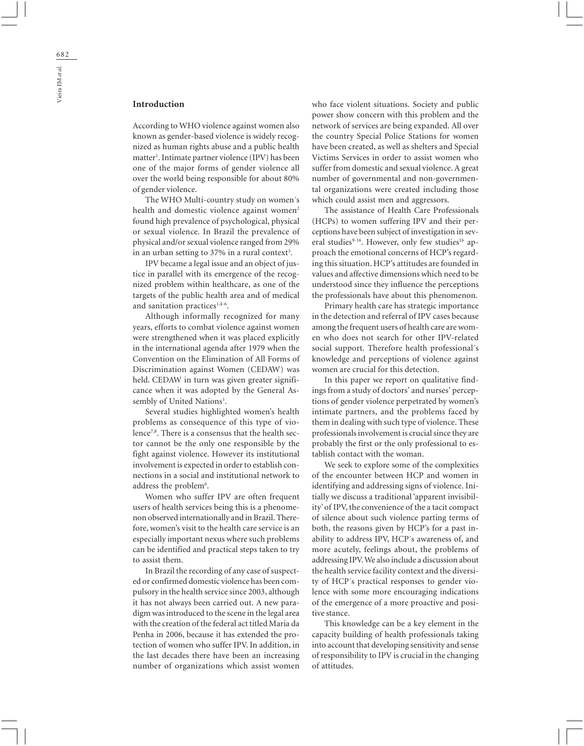## Introduction

According to WHO violence against women also known as gender-based violence is widely recognized as human rights abuse and a public health matter[1]. Intimate partner violence (IPV) has been one of the major forms of gender violence all over the world being responsible for about 80% of gender violence.

The WHO Multi-country study on women´s health and domestic violence against women[2] found high prevalence of psychological, physical or sexual violence. In Brazil the prevalence of physical and/or sexual violence ranged from 29% in an urban setting to 37% in a rural context[3].

IPV became a legal issue and an object of justice in parallel with its emergence of the recognized problem within healthcare, as one of the targets of the public health area and of medical and sanitation practices[1,4-6].

Although informally recognized for many years, efforts to combat violence against women were strengthened when it was placed explicitly in the international agenda after 1979 when the Convention on the Elimination of All Forms of Discrimination against Women (CEDAW) was held. CEDAW in turn was given greater significance when it was adopted by the General Assembly of United Nations[1].

Several studies highlighted women's health problems as consequence of this type of violence[7,8]. There is a consensus that the health sector cannot be the only one responsible by the fight against violence. However its institutional involvement is expected in order to establish connections in a social and institutional network to address the problem[6].

Women who suffer IPV are often frequent users of health services being this is a phenomenon observed internationally and in Brazil. Therefore, women's visit to the health care service is an especially important nexus where such problems can be identified and practical steps taken to try to assist them.

In Brazil the recording of any case of suspected or confirmed domestic violence has been compulsory in the health service since 2003, although it has not always been carried out. A new paradigm was introduced to the scene in the legal area with the creation of the federal act titled Maria da Penha in 2006, because it has extended the protection of women who suffer IPV. In addition, in the last decades there have been an increasing number of organizations which assist women who face violent situations. Society and public power show concern with this problem and the network of services are being expanded. All over the country Special Police Stations for women have been created, as well as shelters and Special Victims Services in order to assist women who suffer from domestic and sexual violence. A great number of governmental and non-governmental organizations were created including those which could assist men and aggressors.

The assistance of Health Care Professionals (HCPs) to women suffering IPV and their perceptions have been subject of investigation in several studies[9-16]. However, only few studies[16] approach the emotional concerns of HCP's regarding this situation. HCP's attitudes are founded in values and affective dimensions which need to be understood since they influence the perceptions the professionals have about this phenomenon.

Primary health care has strategic importance in the detection and referral of IPV cases because among the frequent users of health care are women who does not search for other IPV-related social support. Therefore health professional´s knowledge and perceptions of violence against women are crucial for this detection.

In this paper we report on qualitative findings from a study of doctors' and nurses' perceptions of gender violence perpetrated by women's intimate partners, and the problems faced by them in dealing with such type of violence. These professionals involvement is crucial since they are probably the first or the only professional to establish contact with the woman.

We seek to explore some of the complexities of the encounter between HCP and women in identifying and addressing signs of violence. Initially we discuss a traditional 'apparent invisibility' of IPV, the convenience of the a tacit compact of silence about such violence parting terms of both, the reasons given by HCP's for a past inability to address IPV, HCP´s awareness of, and more acutely, feelings about, the problems of addressing IPV. We also include a discussion about the health service facility context and the diversity of HCP´s practical responses to gender violence with some more encouraging indications of the emergence of a more proactive and positive stance.

This knowledge can be a key element in the capacity building of health professionals taking into account that developing sensitivity and sense of responsibility to IPV is crucial in the changing of attitudes.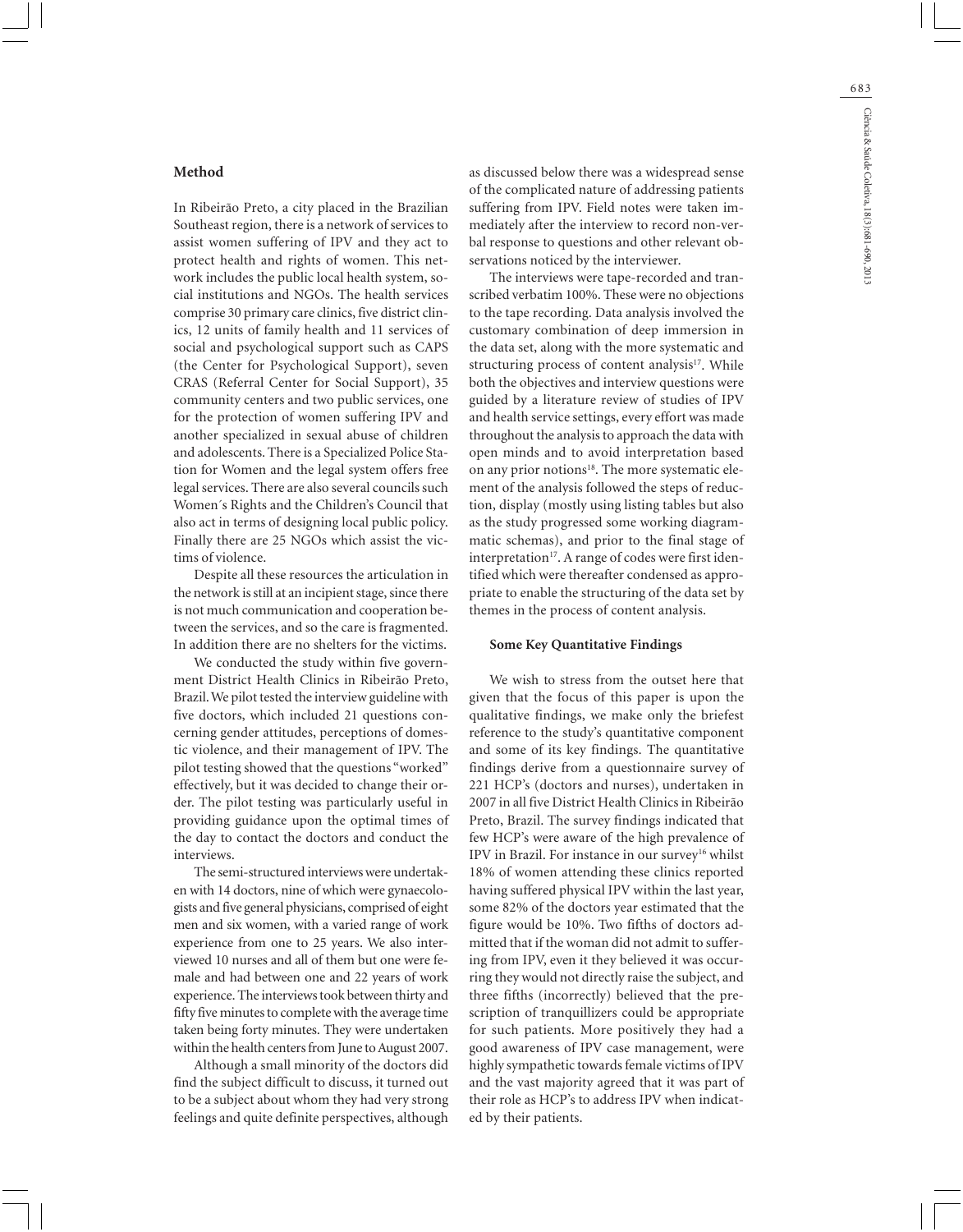## Method

In Ribeirão Preto, a city placed in the Brazilian Southeast region, there is a network of services to assist women suffering of IPV and they act to protect health and rights of women. This network includes the public local health system, social institutions and NGOs. The health services comprise 30 primary care clinics, five district clinics, 12 units of family health and 11 services of social and psychological support such as CAPS (the Center for Psychological Support), seven CRAS (Referral Center for Social Support), 35 community centers and two public services, one for the protection of women suffering IPV and another specialized in sexual abuse of children and adolescents. There is a Specialized Police Station for Women and the legal system offers free legal services. There are also several councils such Women´s Rights and the Children's Council that also act in terms of designing local public policy. Finally there are 25 NGOs which assist the victims of violence.

Despite all these resources the articulation in the network is still at an incipient stage, since there is not much communication and cooperation between the services, and so the care is fragmented. In addition there are no shelters for the victims.

We conducted the study within five government District Health Clinics in Ribeirão Preto, Brazil. We pilot tested the interview guideline with five doctors, which included 21 questions concerning gender attitudes, perceptions of domestic violence, and their management of IPV. The pilot testing showed that the questions "worked" effectively, but it was decided to change their order. The pilot testing was particularly useful in providing guidance upon the optimal times of the day to contact the doctors and conduct the interviews.

The semi-structured interviews were undertaken with 14 doctors, nine of which were gynaecologists and five general physicians, comprised of eight men and six women, with a varied range of work experience from one to 25 years. We also interviewed 10 nurses and all of them but one were female and had between one and 22 years of work experience. The interviews took between thirty and fifty five minutes to complete with the average time taken being forty minutes. They were undertaken within the health centers from June to August 2007.

Although a small minority of the doctors did find the subject difficult to discuss, it turned out to be a subject about whom they had very strong feelings and quite definite perspectives, although as discussed below there was a widespread sense of the complicated nature of addressing patients suffering from IPV. Field notes were taken immediately after the interview to record non-verbal response to questions and other relevant observations noticed by the interviewer.

The interviews were tape-recorded and transcribed verbatim 100%. These were no objections to the tape recording. Data analysis involved the customary combination of deep immersion in the data set, along with the more systematic and structuring process of content analysis[17]. While both the objectives and interview questions were guided by a literature review of studies of IPV and health service settings, every effort was made throughout the analysis to approach the data with open minds and to avoid interpretation based on any prior notions[18]. The more systematic element of the analysis followed the steps of reduction, display (mostly using listing tables but also as the study progressed some working diagrammatic schemas), and prior to the final stage of interpretation[17]. A range of codes were first identified which were thereafter condensed as appropriate to enable the structuring of the data set by themes in the process of content analysis.

### Some Key Quantitative Findings

We wish to stress from the outset here that given that the focus of this paper is upon the qualitative findings, we make only the briefest reference to the study's quantitative component and some of its key findings. The quantitative findings derive from a questionnaire survey of 221 HCP's (doctors and nurses), undertaken in 2007 in all five District Health Clinics in Ribeirão Preto, Brazil. The survey findings indicated that few HCP's were aware of the high prevalence of IPV in Brazil. For instance in our survey[16] whilst 18% of women attending these clinics reported having suffered physical IPV within the last year, some 82% of the doctors year estimated that the figure would be 10%. Two fifths of doctors admitted that if the woman did not admit to suffering from IPV, even it they believed it was occurring they would not directly raise the subject, and three fifths (incorrectly) believed that the prescription of tranquillizers could be appropriate for such patients. More positively they had a good awareness of IPV case management, were highly sympathetic towards female victims of IPV and the vast majority agreed that it was part of their role as HCP's to address IPV when indicated by their patients.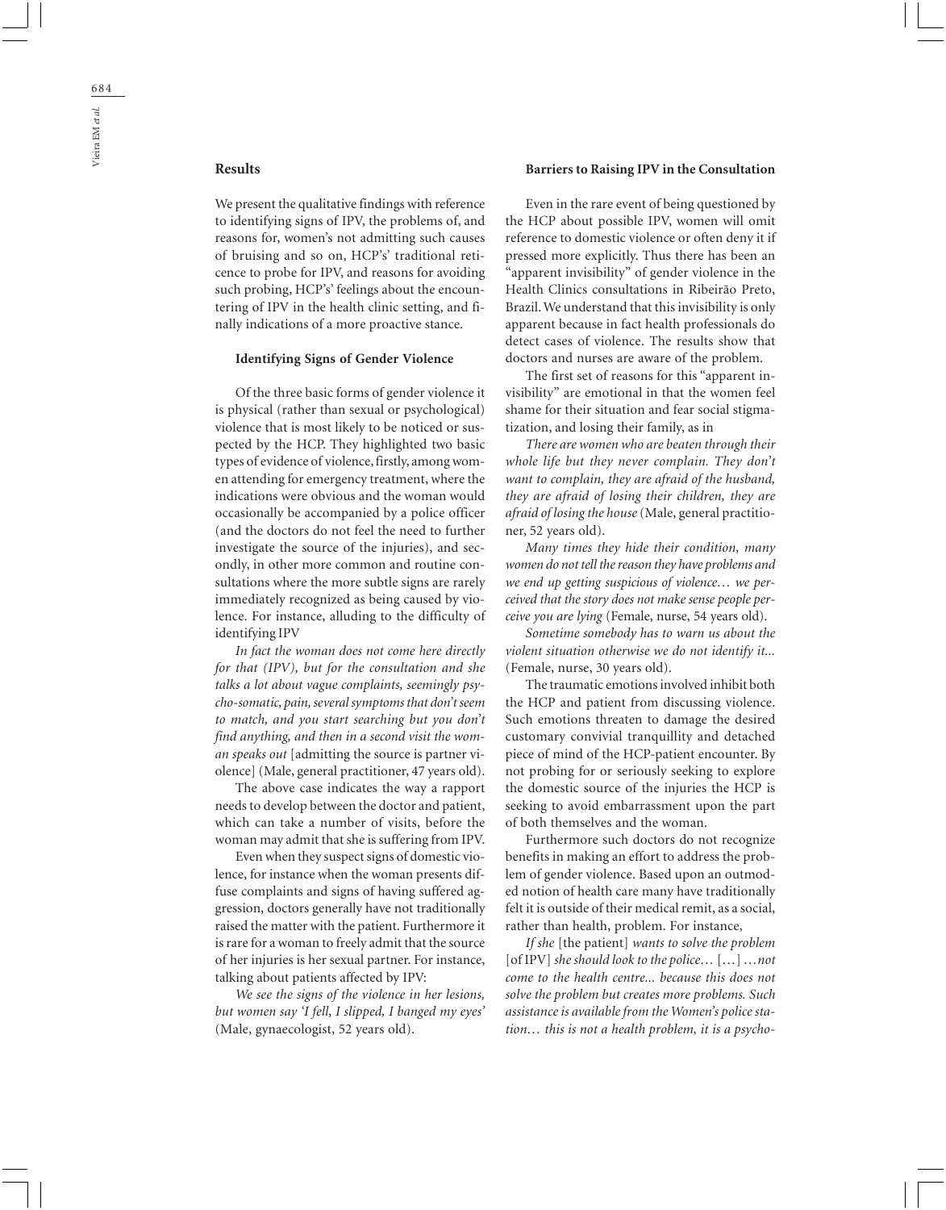## Results

We present the qualitative findings with reference to identifying signs of IPV, the problems of, and reasons for, women's not admitting such causes of bruising and so on, HCP's' traditional reticence to probe for IPV, and reasons for avoiding such probing, HCP's' feelings about the encountering of IPV in the health clinic setting, and finally indications of a more proactive stance.

### Identifying Signs of Gender Violence

Of the three basic forms of gender violence it is physical (rather than sexual or psychological) violence that is most likely to be noticed or suspected by the HCP. They highlighted two basic types of evidence of violence, firstly, among women attending for emergency treatment, where the indications were obvious and the woman would occasionally be accompanied by a police officer (and the doctors do not feel the need to further investigate the source of the injuries), and secondly, in other more common and routine consultations where the more subtle signs are rarely immediately recognized as being caused by violence. For instance, alluding to the difficulty of identifying IPV

*In fact the woman does not come here directly for that (IPV), but for the consultation and she talks a lot about vague complaints, seemingly psycho-somatic, pain, several symptoms that don't seem to match, and you start searching but you don't find anything, and then in a second visit the woman speaks out* [admitting the source is partner violence] (Male, general practitioner, 47 years old).

The above case indicates the way a rapport needs to develop between the doctor and patient, which can take a number of visits, before the woman may admit that she is suffering from IPV.

Even when they suspect signs of domestic violence, for instance when the woman presents diffuse complaints and signs of having suffered aggression, doctors generally have not traditionally raised the matter with the patient. Furthermore it is rare for a woman to freely admit that the source of her injuries is her sexual partner. For instance, talking about patients affected by IPV:

*We see the signs of the violence in her lesions, but women say 'I fell, I slipped, I banged my eyes'* (Male, gynaecologist, 52 years old).

### Barriers to Raising IPV in the Consultation

Even in the rare event of being questioned by the HCP about possible IPV, women will omit reference to domestic violence or often deny it if pressed more explicitly. Thus there has been an "apparent invisibility" of gender violence in the Health Clinics consultations in Ribeirão Preto, Brazil. We understand that this invisibility is only apparent because in fact health professionals do detect cases of violence. The results show that doctors and nurses are aware of the problem.

The first set of reasons for this "apparent invisibility" are emotional in that the women feel shame for their situation and fear social stigmatization, and losing their family, as in

*There are women who are beaten through their whole life but they never complain. They don't want to complain, they are afraid of the husband, they are afraid of losing their children, they are afraid of losing the house* (Male, general practitioner, 52 years old).

*Many times they hide their condition, many women do not tell the reason they have problems and we end up getting suspicious of violence… we perceived that the story does not make sense people perceive you are lying* (Female, nurse, 54 years old).

*Sometime somebody has to warn us about the violent situation otherwise we do not identify it...* (Female, nurse, 30 years old).

The traumatic emotions involved inhibit both the HCP and patient from discussing violence. Such emotions threaten to damage the desired customary convivial tranquillity and detached piece of mind of the HCP-patient encounter. By not probing for or seriously seeking to explore the domestic source of the injuries the HCP is seeking to avoid embarrassment upon the part of both themselves and the woman.

Furthermore such doctors do not recognize benefits in making an effort to address the problem of gender violence. Based upon an outmoded notion of health care many have traditionally felt it is outside of their medical remit, as a social, rather than health, problem. For instance,

*If she* [the patient] *wants to solve the problem* [of IPV] *she should look to the police…* […] *…not come to the health centre... because this does not solve the problem but creates more problems. Such assistance is available from the Women's police station… this is not a health problem, it is a psycho-*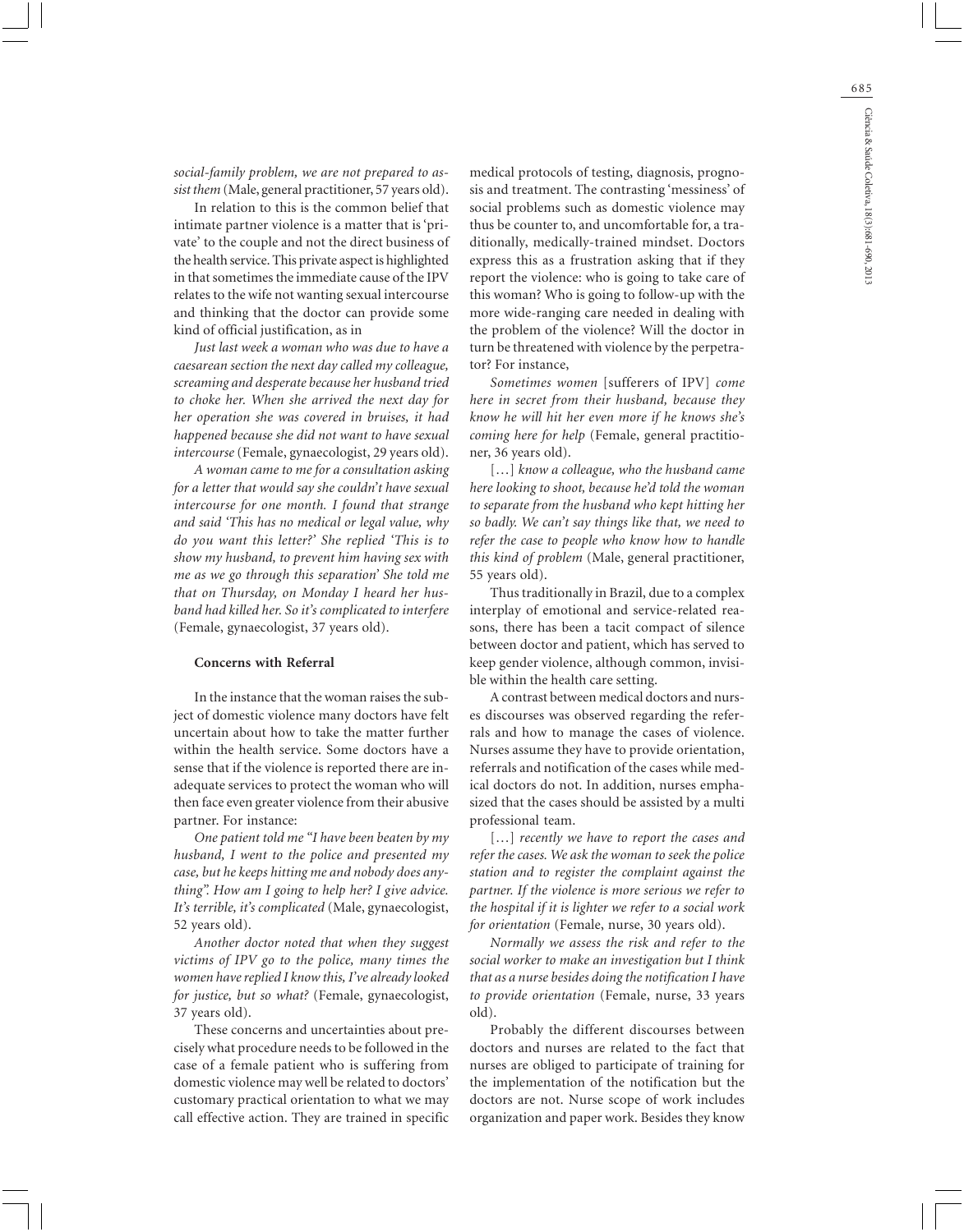*social-family problem, we are not prepared to assist them* (Male, general practitioner, 57 years old).

In relation to this is the common belief that intimate partner violence is a matter that is 'private' to the couple and not the direct business of the health service. This private aspect is highlighted in that sometimes the immediate cause of the IPV relates to the wife not wanting sexual intercourse and thinking that the doctor can provide some kind of official justification, as in

*Just last week a woman who was due to have a caesarean section the next day called my colleague, screaming and desperate because her husband tried to choke her. When she arrived the next day for her operation she was covered in bruises, it had happened because she did not want to have sexual intercourse* (Female, gynaecologist, 29 years old).

*A woman came to me for a consultation asking for a letter that would say she couldn't have sexual intercourse for one month. I found that strange and said 'This has no medical or legal value, why do you want this letter?' She replied 'This is to show my husband, to prevent him having sex with me as we go through this separation' She told me that on Thursday, on Monday I heard her husband had killed her. So it's complicated to interfere* (Female, gynaecologist, 37 years old).

### Concerns with Referral

In the instance that the woman raises the subject of domestic violence many doctors have felt uncertain about how to take the matter further within the health service. Some doctors have a sense that if the violence is reported there are inadequate services to protect the woman who will then face even greater violence from their abusive partner. For instance:

*One patient told me "I have been beaten by my husband, I went to the police and presented my case, but he keeps hitting me and nobody does anything". How am I going to help her? I give advice. It's terrible, it's complicated* (Male, gynaecologist, 52 years old).

*Another doctor noted that when they suggest victims of IPV go to the police, many times the women have replied I know this, I've already looked for justice, but so what?* (Female, gynaecologist, 37 years old).

These concerns and uncertainties about precisely what procedure needs to be followed in the case of a female patient who is suffering from domestic violence may well be related to doctors' customary practical orientation to what we may call effective action. They are trained in specific medical protocols of testing, diagnosis, prognosis and treatment. The contrasting 'messiness' of social problems such as domestic violence may thus be counter to, and uncomfortable for, a traditionally, medically-trained mindset. Doctors express this as a frustration asking that if they report the violence: who is going to take care of this woman? Who is going to follow-up with the more wide-ranging care needed in dealing with the problem of the violence? Will the doctor in turn be threatened with violence by the perpetrator? For instance,

*Sometimes women* [sufferers of IPV] *come here in secret from their husband, because they know he will hit her even more if he knows she's coming here for help* (Female, general practitioner, 36 years old).

[…] *know a colleague, who the husband came here looking to shoot, because he'd told the woman to separate from the husband who kept hitting her so badly. We can't say things like that, we need to refer the case to people who know how to handle this kind of problem* (Male, general practitioner, 55 years old).

Thus traditionally in Brazil, due to a complex interplay of emotional and service-related reasons, there has been a tacit compact of silence between doctor and patient, which has served to keep gender violence, although common, invisible within the health care setting.

A contrast between medical doctors and nurses discourses was observed regarding the referrals and how to manage the cases of violence. Nurses assume they have to provide orientation, referrals and notification of the cases while medical doctors do not. In addition, nurses emphasized that the cases should be assisted by a multi professional team.

[…] *recently we have to report the cases and refer the cases. We ask the woman to seek the police station and to register the complaint against the partner. If the violence is more serious we refer to the hospital if it is lighter we refer to a social work for orientation* (Female, nurse, 30 years old).

*Normally we assess the risk and refer to the social worker to make an investigation but I think that as a nurse besides doing the notification I have to provide orientation* (Female, nurse, 33 years old).

Probably the different discourses between doctors and nurses are related to the fact that nurses are obliged to participate of training for the implementation of the notification but the doctors are not. Nurse scope of work includes organization and paper work. Besides they know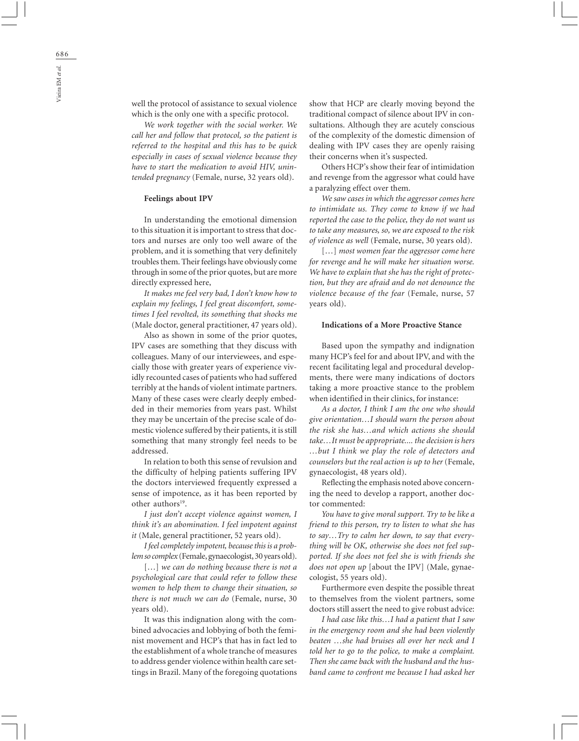well the protocol of assistance to sexual violence which is the only one with a specific protocol.

*We work together with the social worker. We call her and follow that protocol, so the patient is referred to the hospital and this has to be quick especially in cases of sexual violence because they have to start the medication to avoid HIV, unintended pregnancy* (Female, nurse, 32 years old).

### Feelings about IPV

In understanding the emotional dimension to this situation it is important to stress that doctors and nurses are only too well aware of the problem, and it is something that very definitely troubles them. Their feelings have obviously come through in some of the prior quotes, but are more directly expressed here,

*It makes me feel very bad, I don't know how to explain my feelings, I feel great discomfort, sometimes I feel revolted, its something that shocks me* (Male doctor, general practitioner, 47 years old).

Also as shown in some of the prior quotes, IPV cases are something that they discuss with colleagues. Many of our interviewees, and especially those with greater years of experience vividly recounted cases of patients who had suffered terribly at the hands of violent intimate partners. Many of these cases were clearly deeply embedded in their memories from years past. Whilst they may be uncertain of the precise scale of domestic violence suffered by their patients, it is still something that many strongly feel needs to be addressed.

In relation to both this sense of revulsion and the difficulty of helping patients suffering IPV the doctors interviewed frequently expressed a sense of impotence, as it has been reported by other authors[19].

*I just don't accept violence against women, I think it's an abomination. I feel impotent against it* (Male, general practitioner, 52 years old).

*I feel completely impotent, because this is a problem so complex* (Female, gynaecologist, 30 years old).

[…] *we can do nothing because there is not a psychological care that could refer to follow these women to help them to change their situation, so there is not much we can do* (Female, nurse, 30 years old).

It was this indignation along with the combined advocacies and lobbying of both the feminist movement and HCP's that has in fact led to the establishment of a whole tranche of measures to address gender violence within health care settings in Brazil. Many of the foregoing quotations show that HCP are clearly moving beyond the traditional compact of silence about IPV in consultations. Although they are acutely conscious of the complexity of the domestic dimension of dealing with IPV cases they are openly raising their concerns when it's suspected.

Others HCP's show their fear of intimidation and revenge from the aggressor what could have a paralyzing effect over them.

*We saw cases in which the aggressor comes here to intimidate us. They come to know if we had reported the case to the police, they do not want us to take any measures, so, we are exposed to the risk of violence as well* (Female, nurse, 30 years old).

[…] *most women fear the aggressor come here for revenge and he will make her situation worse. We have to explain that she has the right of protection, but they are afraid and do not denounce the violence because of the fear* (Female, nurse, 57 years old).

### Indications of a More Proactive Stance

Based upon the sympathy and indignation many HCP's feel for and about IPV, and with the recent facilitating legal and procedural developments, there were many indications of doctors taking a more proactive stance to the problem when identified in their clinics, for instance:

*As a doctor, I think I am the one who should give orientation…I should warn the person about the risk she has…and which actions she should take…It must be appropriate.... the decision is hers …but I think we play the role of detectors and counselors but the real action is up to her* (Female, gynaecologist, 48 years old).

Reflecting the emphasis noted above concerning the need to develop a rapport, another doctor commented:

*You have to give moral support. Try to be like a friend to this person, try to listen to what she has to say…Try to calm her down, to say that everything will be OK, otherwise she does not feel supported. If she does not feel she is with friends she does not open up* [about the IPV] (Male, gynaecologist, 55 years old).

Furthermore even despite the possible threat to themselves from the violent partners, some doctors still assert the need to give robust advice:

*I had case like this…I had a patient that I saw in the emergency room and she had been violently beaten …she had bruises all over her neck and I told her to go to the police, to make a complaint. Then she came back with the husband and the husband came to confront me because I had asked her*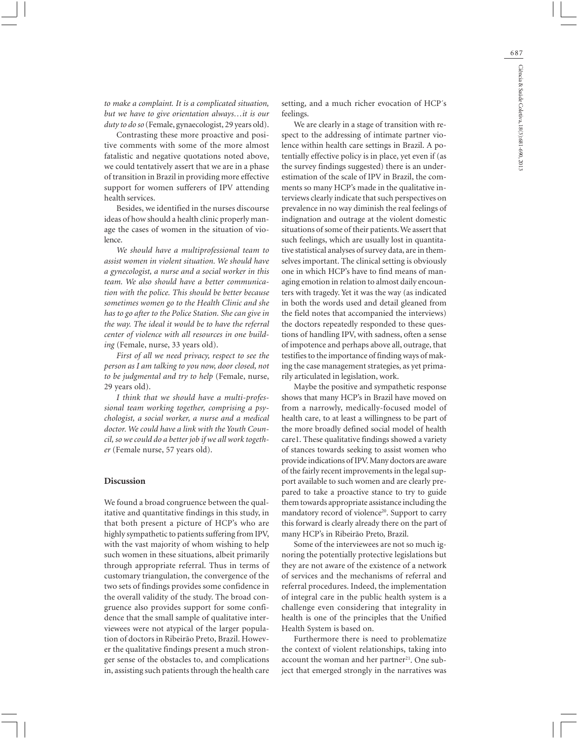*to make a complaint. It is a complicated situation, but we have to give orientation always…it is our duty to do so* (Female, gynaecologist, 29 years old).

Contrasting these more proactive and positive comments with some of the more almost fatalistic and negative quotations noted above, we could tentatively assert that we are in a phase of transition in Brazil in providing more effective support for women sufferers of IPV attending health services.

Besides, we identified in the nurses discourse ideas of how should a health clinic properly manage the cases of women in the situation of violence.

*We should have a multiprofessional team to assist women in violent situation. We should have a gynecologist, a nurse and a social worker in this team. We also should have a better communication with the police. This should be better because sometimes women go to the Health Clinic and she has to go after to the Police Station. She can give in the way. The ideal it would be to have the referral center of violence with all resources in one building* (Female, nurse, 33 years old).

*First of all we need privacy, respect to see the person as I am talking to you now, door closed, not to be judgmental and try to help* (Female, nurse, 29 years old).

*I think that we should have a multi-professional team working together, comprising a psychologist, a social worker, a nurse and a medical doctor. We could have a link with the Youth Council, so we could do a better job if we all work together* (Female nurse, 57 years old).

## Discussion

We found a broad congruence between the qualitative and quantitative findings in this study, in that both present a picture of HCP's who are highly sympathetic to patients suffering from IPV, with the vast majority of whom wishing to help such women in these situations, albeit primarily through appropriate referral. Thus in terms of customary triangulation, the convergence of the two sets of findings provides some confidence in the overall validity of the study. The broad congruence also provides support for some confidence that the small sample of qualitative interviewees were not atypical of the larger population of doctors in Ribeirão Preto, Brazil. However the qualitative findings present a much stronger sense of the obstacles to, and complications in, assisting such patients through the health care setting, and a much richer evocation of HCP´s feelings.

We are clearly in a stage of transition with respect to the addressing of intimate partner violence within health care settings in Brazil. A potentially effective policy is in place, yet even if (as the survey findings suggested) there is an underestimation of the scale of IPV in Brazil, the comments so many HCP's made in the qualitative interviews clearly indicate that such perspectives on prevalence in no way diminish the real feelings of indignation and outrage at the violent domestic situations of some of their patients. We assert that such feelings, which are usually lost in quantitative statistical analyses of survey data, are in themselves important. The clinical setting is obviously one in which HCP's have to find means of managing emotion in relation to almost daily encounters with tragedy. Yet it was the way (as indicated in both the words used and detail gleaned from the field notes that accompanied the interviews) the doctors repeatedly responded to these questions of handling IPV, with sadness, often a sense of impotence and perhaps above all, outrage, that testifies to the importance of finding ways of making the case management strategies, as yet primarily articulated in legislation, work.

Maybe the positive and sympathetic response shows that many HCP's in Brazil have moved on from a narrowly, medically-focused model of health care, to at least a willingness to be part of the more broadly defined social model of health care1. These qualitative findings showed a variety of stances towards seeking to assist women who provide indications of IPV. Many doctors are aware of the fairly recent improvements in the legal support available to such women and are clearly prepared to take a proactive stance to try to guide them towards appropriate assistance including the mandatory record of violence[20]. Support to carry this forward is clearly already there on the part of many HCP's in Ribeirão Preto, Brazil.

Some of the interviewees are not so much ignoring the potentially protective legislations but they are not aware of the existence of a network of services and the mechanisms of referral and referral procedures. Indeed, the implementation of integral care in the public health system is a challenge even considering that integrality in health is one of the principles that the Unified Health System is based on.

Furthermore there is need to problematize the context of violent relationships, taking into account the woman and her partner[21]. One subject that emerged strongly in the narratives was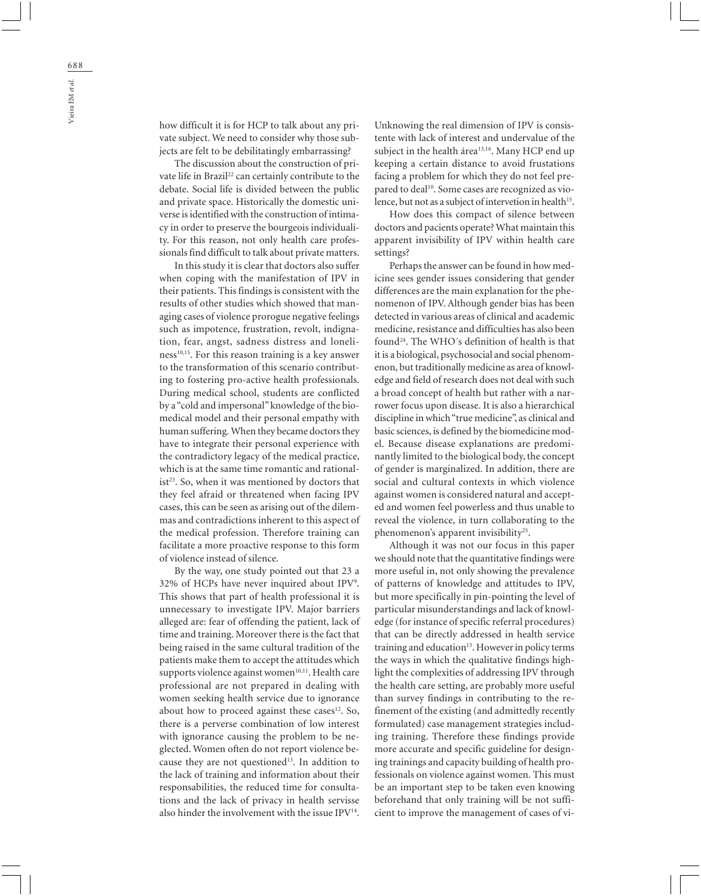how difficult it is for HCP to talk about any private subject. We need to consider why those subjects are felt to be debilitatingly embarrassing?

The discussion about the construction of private life in Brazil[22] can certainly contribute to the debate. Social life is divided between the public and private space. Historically the domestic universe is identified with the construction of intimacy in order to preserve the bourgeois individuality. For this reason, not only health care professionals find difficult to talk about private matters.

In this study it is clear that doctors also suffer when coping with the manifestation of IPV in their patients. This findings is consistent with the results of other studies which showed that managing cases of violence prorogue negative feelings such as impotence, frustration, revolt, indignation, fear, angst, sadness distress and loneliness[10,15]. For this reason training is a key answer to the transformation of this scenario contributing to fostering pro-active health professionals. During medical school, students are conflicted by a "cold and impersonal" knowledge of the biomedical model and their personal empathy with human suffering. When they became doctors they have to integrate their personal experience with the contradictory legacy of the medical practice, which is at the same time romantic and rationalist[23]. So, when it was mentioned by doctors that they feel afraid or threatened when facing IPV cases, this can be seen as arising out of the dilemmas and contradictions inherent to this aspect of the medical profession. Therefore training can facilitate a more proactive response to this form of violence instead of silence.

By the way, one study pointed out that 23 a 32% of HCPs have never inquired about IPV[9]. This shows that part of health professional it is unnecessary to investigate IPV. Major barriers alleged are: fear of offending the patient, lack of time and training. Moreover there is the fact that being raised in the same cultural tradition of the patients make them to accept the attitudes which supports violence against women[10,11]. Health care professional are not prepared in dealing with women seeking health service due to ignorance about how to proceed against these cases[12]. So, there is a perverse combination of low interest with ignorance causing the problem to be neglected. Women often do not report violence because they are not questioned[13]. In addition to the lack of training and information about their responsabilities, the reduced time for consultations and the lack of privacy in health servisse also hinder the involvement with the issue IPV[14].

Unknowing the real dimension of IPV is consistente with lack of interest and undervalue of the subject in the health área[13,16]. Many HCP end up keeping a certain distance to avoid frustations facing a problem for which they do not feel prepared to deal[10]. Some cases are recognized as violence, but not as a subject of intervetion in health[15].

How does this compact of silence between doctors and pacients operate? What maintain this apparent invisibility of IPV within health care settings?

Perhaps the answer can be found in how medicine sees gender issues considering that gender differences are the main explanation for the phenomenon of IPV. Although gender bias has been detected in various areas of clinical and academic medicine, resistance and difficulties has also been found[24]. The WHO´s definition of health is that it is a biological, psychosocial and social phenomenon, but traditionally medicine as area of knowledge and field of research does not deal with such a broad concept of health but rather with a narrower focus upon disease. It is also a hierarchical discipline in which "true medicine", as clinical and basic sciences, is defined by the biomedicine model. Because disease explanations are predominantly limited to the biological body, the concept of gender is marginalized. In addition, there are social and cultural contexts in which violence against women is considered natural and accepted and women feel powerless and thus unable to reveal the violence, in turn collaborating to the phenomenon's apparent invisibility[25].

Although it was not our focus in this paper we should note that the quantitative findings were more useful in, not only showing the prevalence of patterns of knowledge and attitudes to IPV, but more specifically in pin-pointing the level of particular misunderstandings and lack of knowledge (for instance of specific referral procedures) that can be directly addressed in health service training and education[13]. However in policy terms the ways in which the qualitative findings highlight the complexities of addressing IPV through the health care setting, are probably more useful than survey findings in contributing to the refinement of the existing (and admittedly recently formulated) case management strategies including training. Therefore these findings provide more accurate and specific guideline for designing trainings and capacity building of health professionals on violence against women. This must be an important step to be taken even knowing beforehand that only training will be not sufficient to improve the management of cases of vi-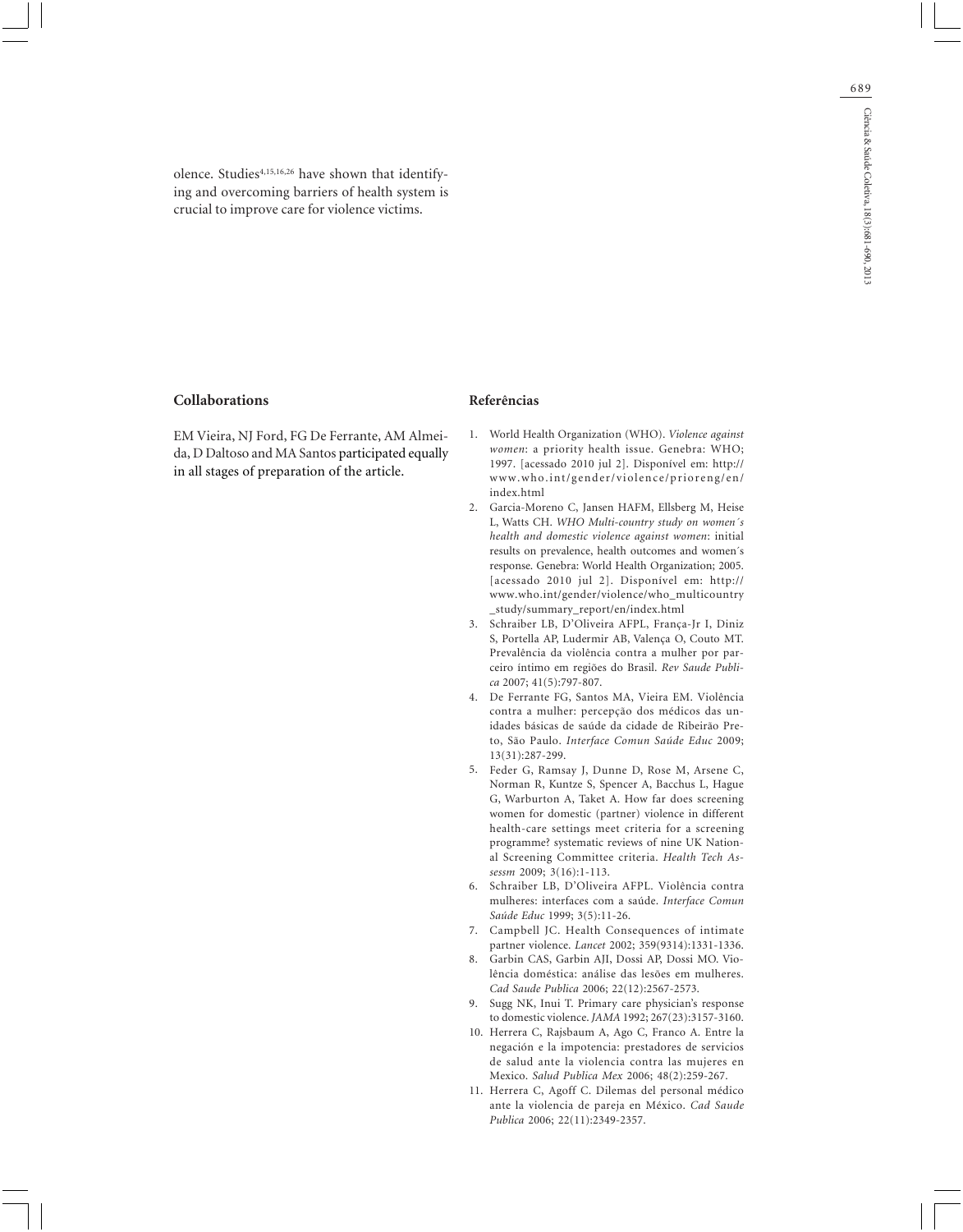olence. Studies[4,15,16,26] have shown that identifying and overcoming barriers of health system is crucial to improve care for violence victims.

## Collaborations

EM Vieira, NJ Ford, FG De Ferrante, AM Almeida, D Daltoso and MA Santos participated equally in all stages of preparation of the article.

## Referências

1. World Health Organization (WHO). *Violence against women*: a priority health issue. Genebra: WHO; 1997. [acessado 2010 jul 2]. Disponível em: http://www.who.int/gender/violence/prioreng/en/index.html
2. Garcia-Moreno C, Jansen HAFM, Ellsberg M, Heise L, Watts CH. *WHO Multi-country study on women´s health and domestic violence against women*: initial results on prevalence, health outcomes and women´s response. Genebra: World Health Organization; 2005. [acessado 2010 jul 2]. Disponível em: http://www.who.int/gender/violence/who_multicountry_study/summary_report/en/index.html
3. Schraiber LB, D'Oliveira AFPL, França-Jr I, Diniz S, Portella AP, Ludermir AB, Valença O, Couto MT. Prevalência da violência contra a mulher por parceiro íntimo em regiões do Brasil. *Rev Saude Publica* 2007; 41(5):797-807.
4. De Ferrante FG, Santos MA, Vieira EM. Violência contra a mulher: percepção dos médicos das unidades básicas de saúde da cidade de Ribeirão Preto, São Paulo. *Interface Comun Saúde Educ* 2009; 13(31):287-299.
5. Feder G, Ramsay J, Dunne D, Rose M, Arsene C, Norman R, Kuntze S, Spencer A, Bacchus L, Hague G, Warburton A, Taket A. How far does screening women for domestic (partner) violence in different health-care settings meet criteria for a screening programme? systematic reviews of nine UK National Screening Committee criteria. *Health Tech Assessm* 2009; 3(16):1-113.
6. Schraiber LB, D'Oliveira AFPL. Violência contra mulheres: interfaces com a saúde. *Interface Comun Saúde Educ* 1999; 3(5):11-26.
7. Campbell JC. Health Consequences of intimate partner violence. *Lancet* 2002; 359(9314):1331-1336.
8. Garbin CAS, Garbin AJI, Dossi AP, Dossi MO. Violência doméstica: análise das lesões em mulheres. *Cad Saude Publica* 2006; 22(12):2567-2573.
9. Sugg NK, Inui T. Primary care physician's response to domestic violence. *JAMA* 1992; 267(23):3157-3160.
10. Herrera C, Rajsbaum A, Ago C, Franco A. Entre la negación e la impotencia: prestadores de servicios de salud ante la violencia contra las mujeres en Mexico. *Salud Publica Mex* 2006; 48(2):259-267.
11. Herrera C, Agoff C. Dilemas del personal médico ante la violencia de pareja en México. *Cad Saude Publica* 2006; 22(11):2349-2357.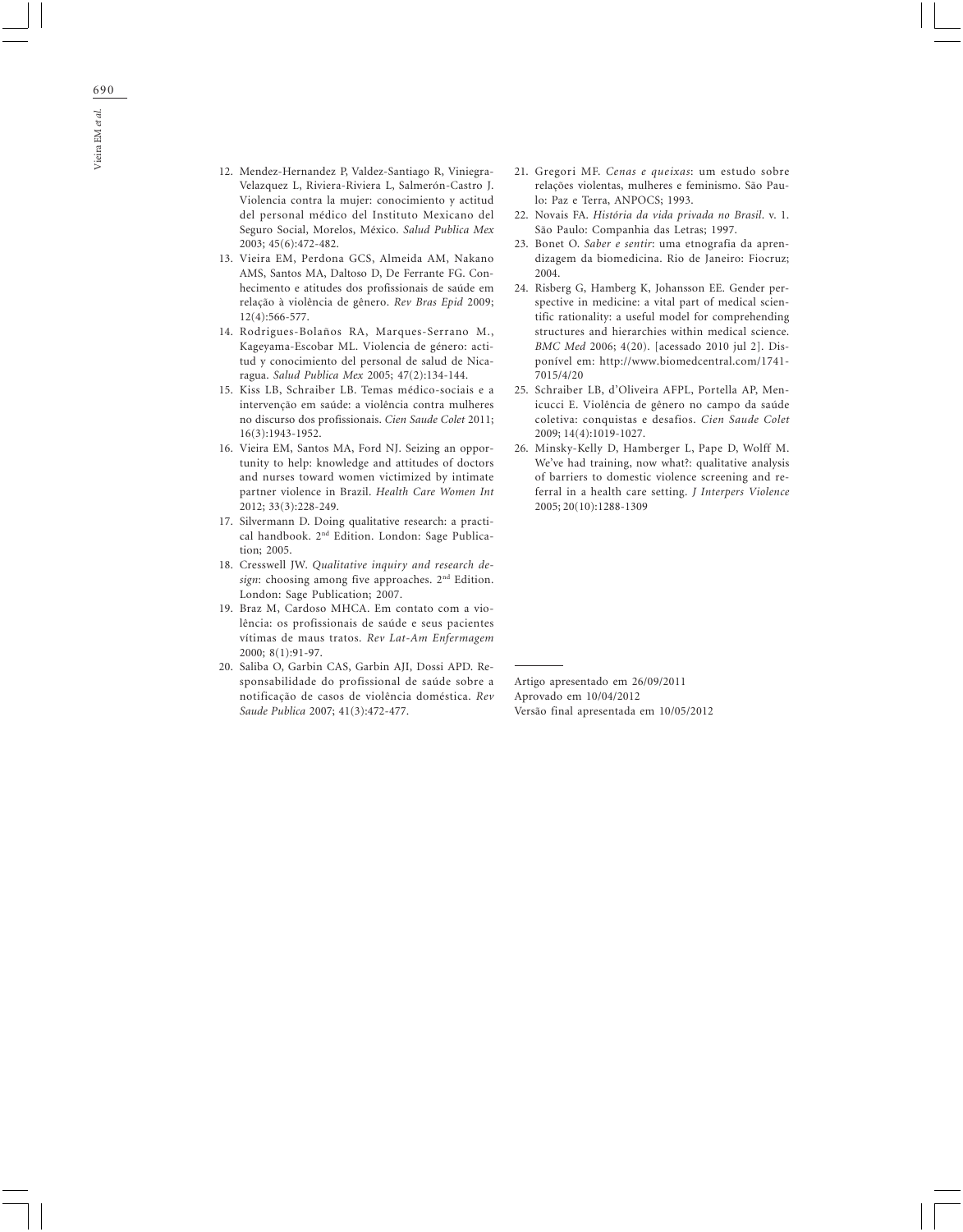12. Mendez-Hernandez P, Valdez-Santiago R, Viniegra-Velazquez L, Riviera-Riviera L, Salmerón-Castro J. Violencia contra la mujer: conocimiento y actitud del personal médico del Instituto Mexicano del Seguro Social, Morelos, México. *Salud Publica Mex* 2003; 45(6):472-482.
13. Vieira EM, Perdona GCS, Almeida AM, Nakano AMS, Santos MA, Daltoso D, De Ferrante FG. Conhecimento e atitudes dos profissionais de saúde em relação à violência de gênero. *Rev Bras Epid* 2009; 12(4):566-577.
14. Rodrigues-Bolaños RA, Marques-Serrano M., Kageyama-Escobar ML. Violencia de género: actitud y conocimiento del personal de salud de Nicaragua. *Salud Publica Mex* 2005; 47(2):134-144.
15. Kiss LB, Schraiber LB. Temas médico-sociais e a intervenção em saúde: a violência contra mulheres no discurso dos profissionais. *Cien Saude Colet* 2011; 16(3):1943-1952.
16. Vieira EM, Santos MA, Ford NJ. Seizing an opportunity to help: knowledge and attitudes of doctors and nurses toward women victimized by intimate partner violence in Brazil. *Health Care Women Int* 2012; 33(3):228-249.
17. Silvermann D. Doing qualitative research: a practical handbook. 2nd Edition. London: Sage Publication; 2005.
18. Cresswell JW. *Qualitative inquiry and research design*: choosing among five approaches. 2nd Edition. London: Sage Publication; 2007.
19. Braz M, Cardoso MHCA. Em contato com a violência: os profissionais de saúde e seus pacientes vítimas de maus tratos. *Rev Lat-Am Enfermagem* 2000; 8(1):91-97.
20. Saliba O, Garbin CAS, Garbin AJI, Dossi APD. Responsabilidade do profissional de saúde sobre a notificação de casos de violência doméstica. *Rev Saude Publica* 2007; 41(3):472-477.
21. Gregori MF. *Cenas e queixas*: um estudo sobre relações violentas, mulheres e feminismo. São Paulo: Paz e Terra, ANPOCS; 1993.
22. Novais FA. *História da vida privada no Brasil*. v. 1. São Paulo: Companhia das Letras; 1997.
23. Bonet O. *Saber e sentir*: uma etnografia da aprendizagem da biomedicina. Rio de Janeiro: Fiocruz; 2004.
24. Risberg G, Hamberg K, Johansson EE. Gender perspective in medicine: a vital part of medical scientific rationality: a useful model for comprehending structures and hierarchies within medical science. *BMC Med* 2006; 4(20). [acessado 2010 jul 2]. Disponível em: http://www.biomedcentral.com/1741-7015/4/20
25. Schraiber LB, d'Oliveira AFPL, Portella AP, Menicucci E. Violência de gênero no campo da saúde coletiva: conquistas e desafios. *Cien Saude Colet* 2009; 14(4):1019-1027.
26. Minsky-Kelly D, Hamberger L, Pape D, Wolff M. We've had training, now what?: qualitative analysis of barriers to domestic violence screening and referral in a health care setting. *J Interpers Violence* 2005; 20(10):1288-1309

---

Artigo apresentado em 26/09/2011
Aprovado em 10/04/2012
Versão final apresentada em 10/05/2012